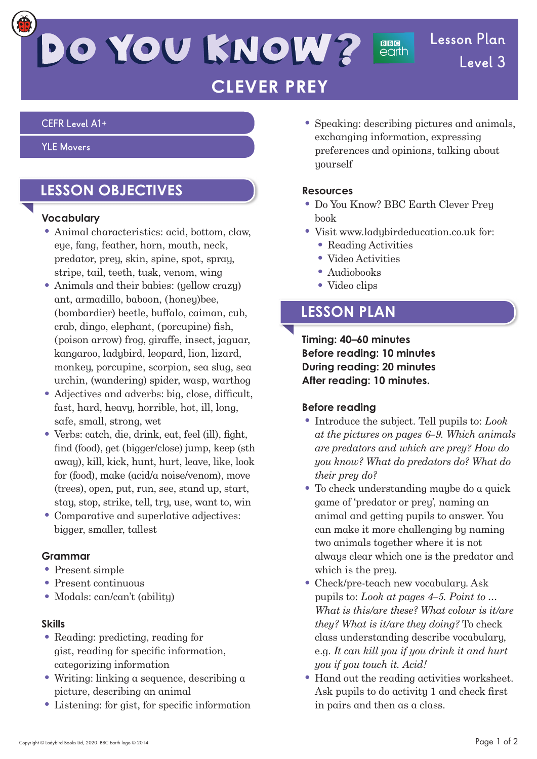# Do You Know? BBC earth

Lesson Plan
Level 3

## CLEVER PREY

CEFR Level A1+

YLE Movers

## LESSON OBJECTIVES

### Vocabulary

- Animal characteristics: acid, bottom, claw, eye, fang, feather, horn, mouth, neck, predator, prey, skin, spine, spot, spray, stripe, tail, teeth, tusk, venom, wing
- Animals and their babies: (yellow crazy) ant, armadillo, baboon, (honey)bee, (bombardier) beetle, buffalo, caiman, cub, crab, dingo, elephant, (porcupine) fish, (poison arrow) frog, giraffe, insect, jaguar, kangaroo, ladybird, leopard, lion, lizard, monkey, porcupine, scorpion, sea slug, sea urchin, (wandering) spider, wasp, warthog
- Adjectives and adverbs: big, close, difficult, fast, hard, heavy, horrible, hot, ill, long, safe, small, strong, wet
- Verbs: catch, die, drink, eat, feel (ill), fight, find (food), get (bigger/close) jump, keep (sth away), kill, kick, hunt, hurt, leave, like, look for (food), make (acid/a noise/venom), move (trees), open, put, run, see, stand up, start, stay, stop, strike, tell, try, use, want to, win
- Comparative and superlative adjectives: bigger, smaller, tallest

### Grammar

- Present simple
- Present continuous
- Modals: can/can't (ability)

### Skills

- Reading: predicting, reading for gist, reading for specific information, categorizing information
- Writing: linking a sequence, describing a picture, describing an animal
- Listening: for gist, for specific information
- Speaking: describing pictures and animals, exchanging information, expressing preferences and opinions, talking about yourself

### Resources

- Do You Know? BBC Earth Clever Prey book
- Visit www.ladybirdeducation.co.uk for:
  - Reading Activities
  - Video Activities
  - Audiobooks
  - Video clips

## LESSON PLAN

**Timing: 40–60 minutes**
**Before reading: 10 minutes**
**During reading: 20 minutes**
**After reading: 10 minutes.**

### Before reading

- Introduce the subject. Tell pupils to: *Look at the pictures on pages 6–9. Which animals are predators and which are prey? How do you know? What do predators do? What do their prey do?*
- To check understanding maybe do a quick game of 'predator or prey', naming an animal and getting pupils to answer. You can make it more challenging by naming two animals together where it is not always clear which one is the predator and which is the prey.
- Check/pre-teach new vocabulary. Ask pupils to: *Look at pages 4–5. Point to ... What is this/are these? What colour is it/are they? What is it/are they doing?* To check class understanding describe vocabulary, e.g. *It can kill you if you drink it and hurt you if you touch it. Acid!*
- Hand out the reading activities worksheet. Ask pupils to do activity 1 and check first in pairs and then as a class.

Copyright © Ladybird Books Ltd, 2020. BBC Earth logo © 2014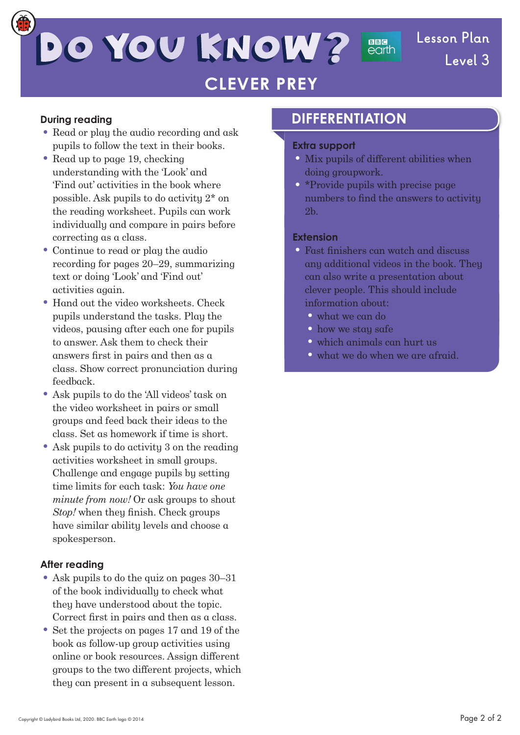# DO YOU KNOW? CLEVER PREY

Lesson Plan Level 3

### During reading

- Read or play the audio recording and ask pupils to follow the text in their books.
- Read up to page 19, checking understanding with the 'Look' and 'Find out' activities in the book where possible. Ask pupils to do activity 2* on the reading worksheet. Pupils can work individually and compare in pairs before correcting as a class.
- Continue to read or play the audio recording for pages 20–29, summarizing text or doing 'Look' and 'Find out' activities again.
- Hand out the video worksheets. Check pupils understand the tasks. Play the videos, pausing after each one for pupils to answer. Ask them to check their answers first in pairs and then as a class. Show correct pronunciation during feedback.
- Ask pupils to do the 'All videos' task on the video worksheet in pairs or small groups and feed back their ideas to the class. Set as homework if time is short.
- Ask pupils to do activity 3 on the reading activities worksheet in small groups. Challenge and engage pupils by setting time limits for each task: *You have one minute from now!* Or ask groups to shout *Stop!* when they finish. Check groups have similar ability levels and choose a spokesperson.

### After reading

- Ask pupils to do the quiz on pages 30–31 of the book individually to check what they have understood about the topic. Correct first in pairs and then as a class.
- Set the projects on pages 17 and 19 of the book as follow-up group activities using online or book resources. Assign different groups to the two different projects, which they can present in a subsequent lesson.

## DIFFERENTIATION

### Extra support

- Mix pupils of different abilities when doing groupwork.
- *Provide pupils with precise page numbers to find the answers to activity 2b.

### Extension

- Fast finishers can watch and discuss any additional videos in the book. They can also write a presentation about clever people. This should include information about:
  - what we can do
  - how we stay safe
  - which animals can hurt us
  - what we do when we are afraid.

Copyright © Ladybird Books Ltd, 2020. BBC Earth logo © 2014